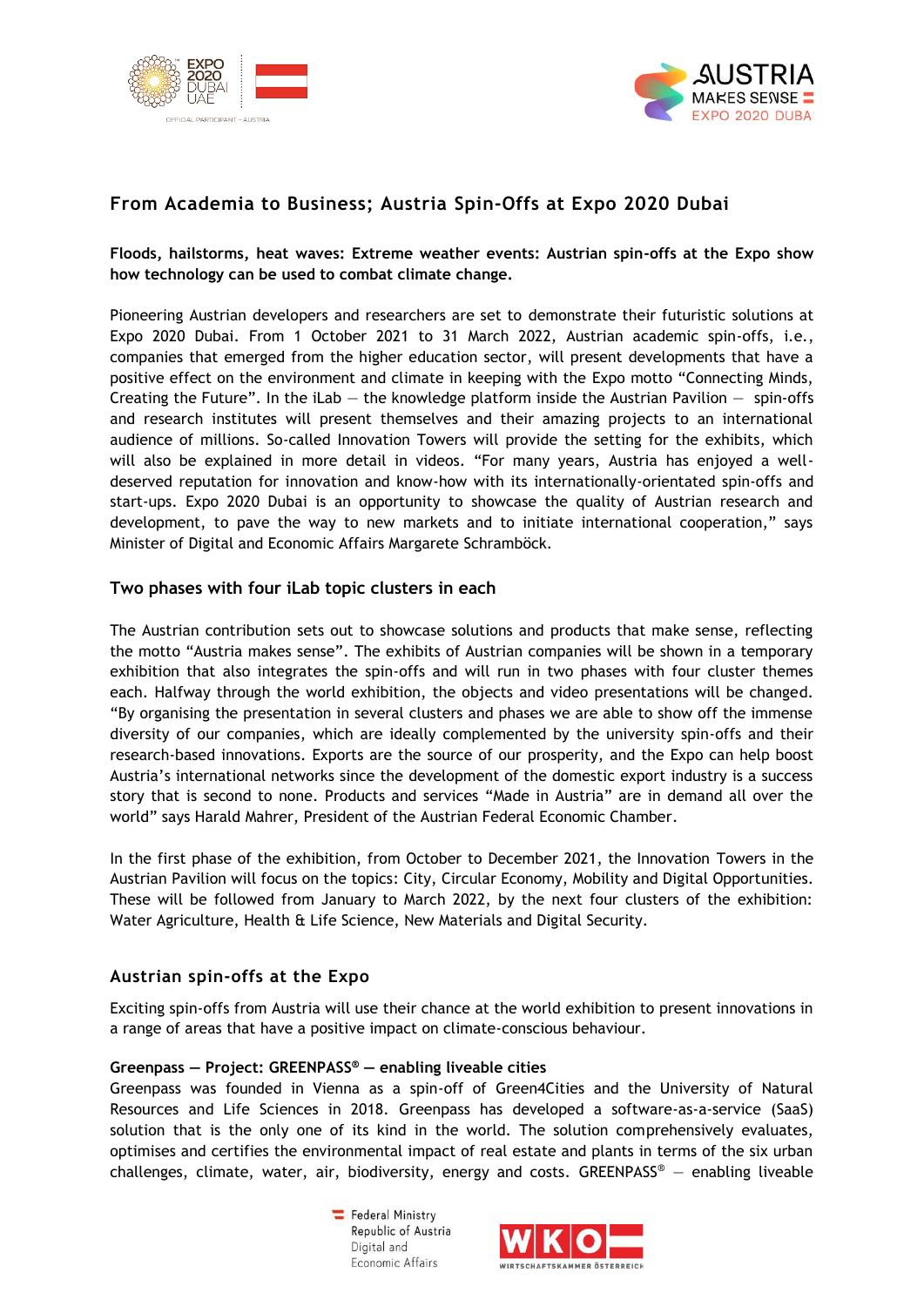## From Academia to Business; Austria Spin-Offs at Expo 2020 Dubai

**Floods, hailstorms, heat waves: Extreme weather events: Austrian spin-offs at the Expo show how technology can be used to combat climate change.**

Pioneering Austrian developers and researchers are set to demonstrate their futuristic solutions at Expo 2020 Dubai. From 1 October 2021 to 31 March 2022, Austrian academic spin-offs, i.e., companies that emerged from the higher education sector, will present developments that have a positive effect on the environment and climate in keeping with the Expo motto "Connecting Minds, Creating the Future". In the iLab — the knowledge platform inside the Austrian Pavilion — spin-offs and research institutes will present themselves and their amazing projects to an international audience of millions. So-called Innovation Towers will provide the setting for the exhibits, which will also be explained in more detail in videos. "For many years, Austria has enjoyed a well-deserved reputation for innovation and know-how with its internationally-orientated spin-offs and start-ups. Expo 2020 Dubai is an opportunity to showcase the quality of Austrian research and development, to pave the way to new markets and to initiate international cooperation," says Minister of Digital and Economic Affairs Margarete Schramböck.

### Two phases with four iLab topic clusters in each

The Austrian contribution sets out to showcase solutions and products that make sense, reflecting the motto "Austria makes sense". The exhibits of Austrian companies will be shown in a temporary exhibition that also integrates the spin-offs and will run in two phases with four cluster themes each. Halfway through the world exhibition, the objects and video presentations will be changed. "By organising the presentation in several clusters and phases we are able to show off the immense diversity of our companies, which are ideally complemented by the university spin-offs and their research-based innovations. Exports are the source of our prosperity, and the Expo can help boost Austria's international networks since the development of the domestic export industry is a success story that is second to none. Products and services "Made in Austria" are in demand all over the world" says Harald Mahrer, President of the Austrian Federal Economic Chamber.

In the first phase of the exhibition, from October to December 2021, the Innovation Towers in the Austrian Pavilion will focus on the topics: City, Circular Economy, Mobility and Digital Opportunities. These will be followed from January to March 2022, by the next four clusters of the exhibition: Water Agriculture, Health & Life Science, New Materials and Digital Security.

### Austrian spin-offs at the Expo

Exciting spin-offs from Austria will use their chance at the world exhibition to present innovations in a range of areas that have a positive impact on climate-conscious behaviour.

**Greenpass — Project: GREENPASS® — enabling liveable cities**

Greenpass was founded in Vienna as a spin-off of Green4Cities and the University of Natural Resources and Life Sciences in 2018. Greenpass has developed a software-as-a-service (SaaS) solution that is the only one of its kind in the world. The solution comprehensively evaluates, optimises and certifies the environmental impact of real estate and plants in terms of the six urban challenges, climate, water, air, biodiversity, energy and costs. GREENPASS® — enabling liveable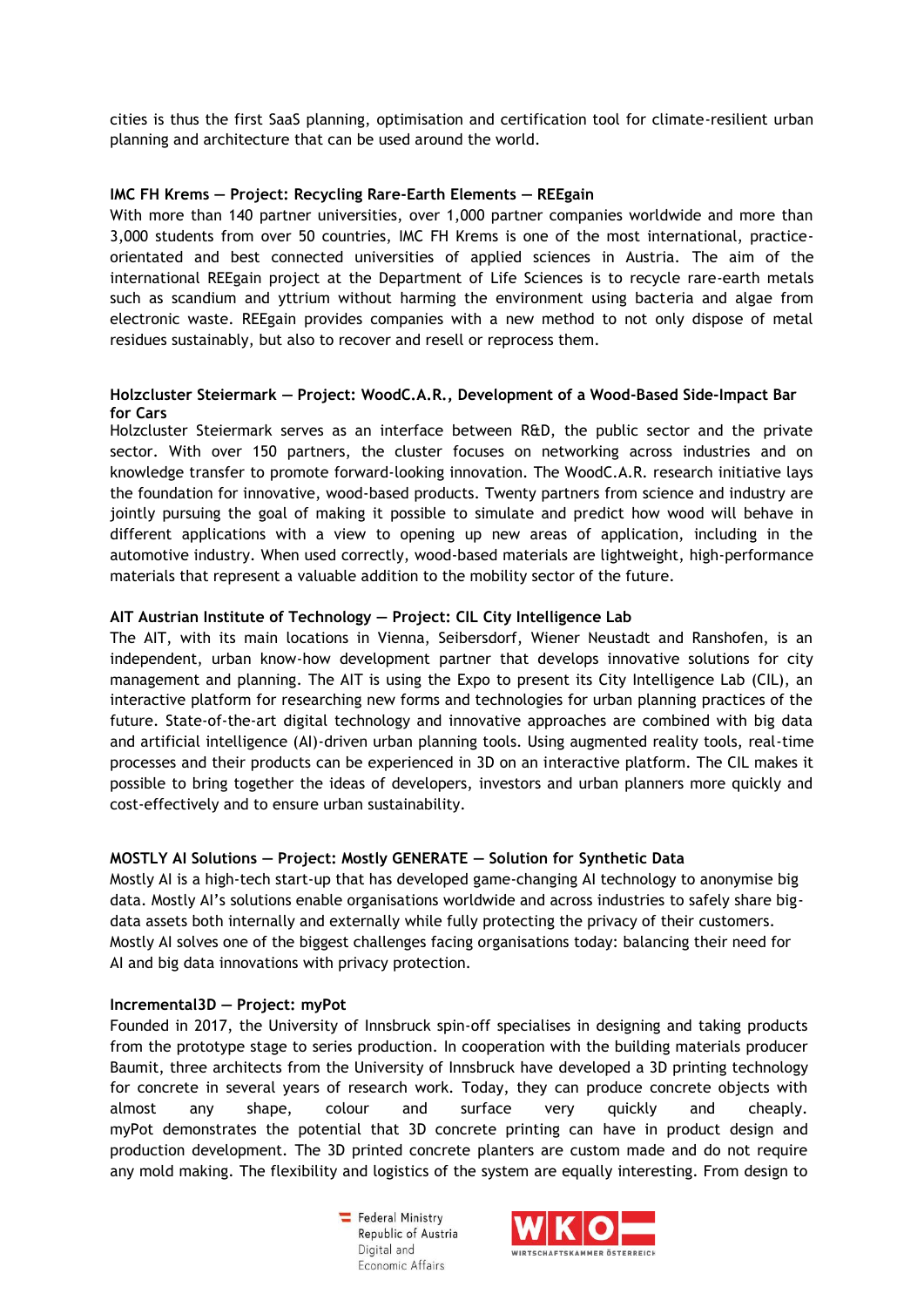cities is thus the first SaaS planning, optimisation and certification tool for climate-resilient urban planning and architecture that can be used around the world.

**IMC FH Krems — Project: Recycling Rare-Earth Elements — REEgain**

With more than 140 partner universities, over 1,000 partner companies worldwide and more than 3,000 students from over 50 countries, IMC FH Krems is one of the most international, practice-orientated and best connected universities of applied sciences in Austria. The aim of the international REEgain project at the Department of Life Sciences is to recycle rare-earth metals such as scandium and yttrium without harming the environment using bacteria and algae from electronic waste. REEgain provides companies with a new method to not only dispose of metal residues sustainably, but also to recover and resell or reprocess them.

**Holzcluster Steiermark — Project: WoodC.A.R., Development of a Wood-Based Side-Impact Bar for Cars**

Holzcluster Steiermark serves as an interface between R&D, the public sector and the private sector. With over 150 partners, the cluster focuses on networking across industries and on knowledge transfer to promote forward-looking innovation. The WoodC.A.R. research initiative lays the foundation for innovative, wood-based products. Twenty partners from science and industry are jointly pursuing the goal of making it possible to simulate and predict how wood will behave in different applications with a view to opening up new areas of application, including in the automotive industry. When used correctly, wood-based materials are lightweight, high-performance materials that represent a valuable addition to the mobility sector of the future.

**AIT Austrian Institute of Technology — Project: CIL City Intelligence Lab**

The AIT, with its main locations in Vienna, Seibersdorf, Wiener Neustadt and Ranshofen, is an independent, urban know-how development partner that develops innovative solutions for city management and planning. The AIT is using the Expo to present its City Intelligence Lab (CIL), an interactive platform for researching new forms and technologies for urban planning practices of the future. State-of-the-art digital technology and innovative approaches are combined with big data and artificial intelligence (AI)-driven urban planning tools. Using augmented reality tools, real-time processes and their products can be experienced in 3D on an interactive platform. The CIL makes it possible to bring together the ideas of developers, investors and urban planners more quickly and cost-effectively and to ensure urban sustainability.

**MOSTLY AI Solutions — Project: Mostly GENERATE — Solution for Synthetic Data**

Mostly AI is a high-tech start-up that has developed game-changing AI technology to anonymise big data. Mostly AI's solutions enable organisations worldwide and across industries to safely share big-data assets both internally and externally while fully protecting the privacy of their customers. Mostly AI solves one of the biggest challenges facing organisations today: balancing their need for AI and big data innovations with privacy protection.

**Incremental3D — Project: myPot**

Founded in 2017, the University of Innsbruck spin-off specialises in designing and taking products from the prototype stage to series production. In cooperation with the building materials producer Baumit, three architects from the University of Innsbruck have developed a 3D printing technology for concrete in several years of research work. Today, they can produce concrete objects with almost any shape, colour and surface very quickly and cheaply. myPot demonstrates the potential that 3D concrete printing can have in product design and production development. The 3D printed concrete planters are custom made and do not require any mold making. The flexibility and logistics of the system are equally interesting. From design to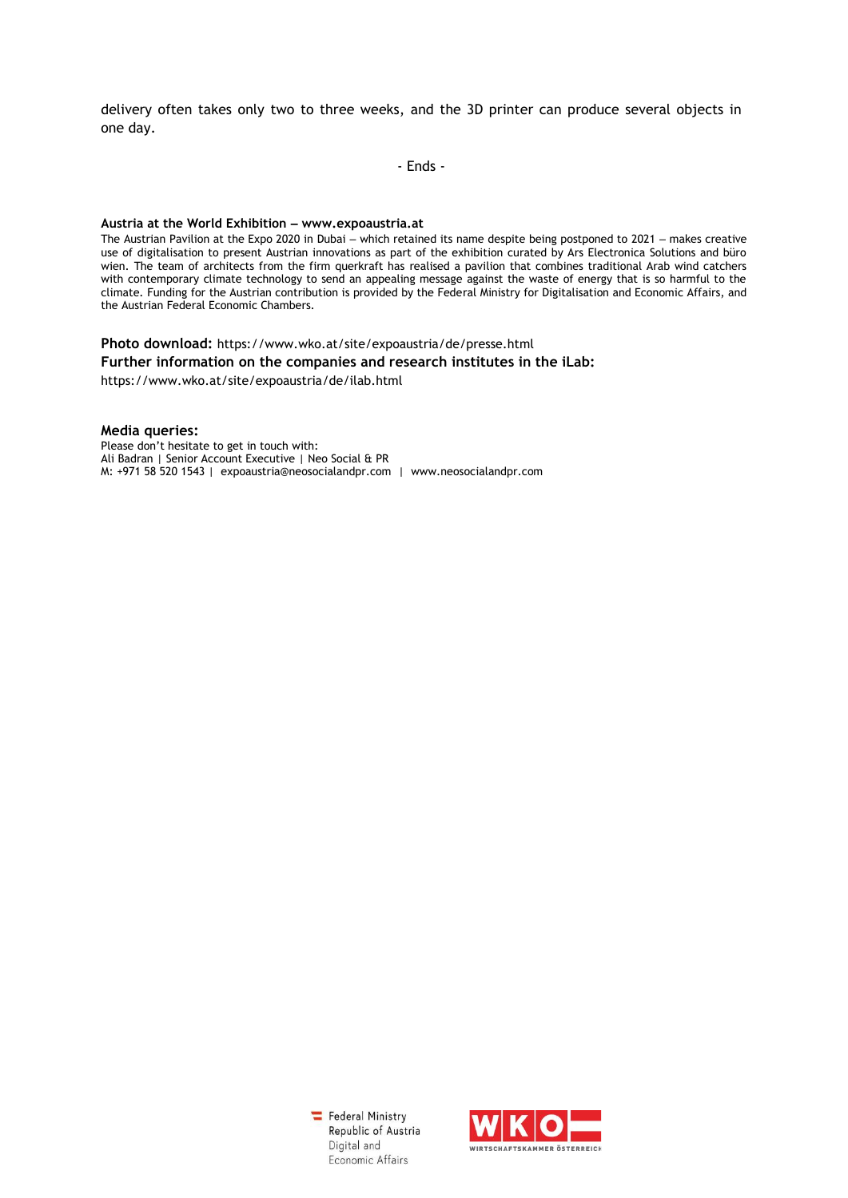delivery often takes only two to three weeks, and the 3D printer can produce several objects in one day.

- Ends -

**Austria at the World Exhibition – www.expoaustria.at**

The Austrian Pavilion at the Expo 2020 in Dubai – which retained its name despite being postponed to 2021 – makes creative use of digitalisation to present Austrian innovations as part of the exhibition curated by Ars Electronica Solutions and büro wien. The team of architects from the firm querkraft has realised a pavilion that combines traditional Arab wind catchers with contemporary climate technology to send an appealing message against the waste of energy that is so harmful to the climate. Funding for the Austrian contribution is provided by the Federal Ministry for Digitalisation and Economic Affairs, and the Austrian Federal Economic Chambers.

**Photo download:** https://www.wko.at/site/expoaustria/de/presse.html

**Further information on the companies and research institutes in the iLab:**

https://www.wko.at/site/expoaustria/de/ilab.html

**Media queries:**

Please don't hesitate to get in touch with:
Ali Badran | Senior Account Executive | Neo Social & PR
M: +971 58 520 1543 | expoaustria@neosocialandpr.com | www.neosocialandpr.com

Federal Ministry
Republic of Austria
Digital and
Economic Affairs

WKO
WIRTSCHAFTSKAMMER ÖSTERREICH